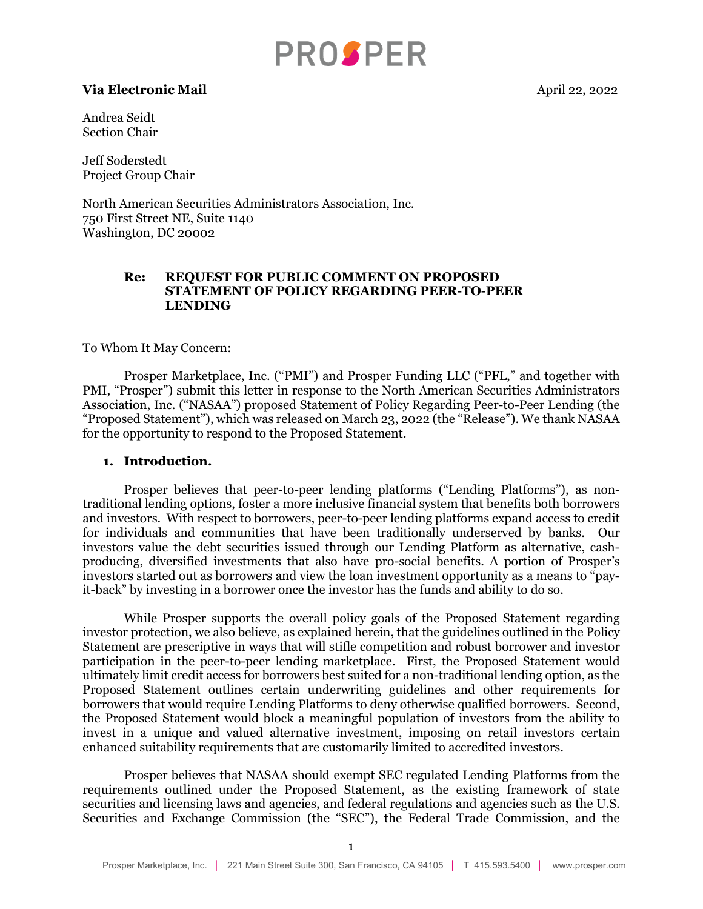PROSPER

**Via Electronic Mail** April 22, 2022

Andrea Seidt
Section Chair

Jeff Soderstedt
Project Group Chair

North American Securities Administrators Association, Inc.
750 First Street NE, Suite 1140
Washington, DC 20002

**Re: REQUEST FOR PUBLIC COMMENT ON PROPOSED STATEMENT OF POLICY REGARDING PEER-TO-PEER LENDING**

To Whom It May Concern:

Prosper Marketplace, Inc. ("PMI") and Prosper Funding LLC ("PFL," and together with PMI, "Prosper") submit this letter in response to the North American Securities Administrators Association, Inc. ("NASAA") proposed Statement of Policy Regarding Peer-to-Peer Lending (the "Proposed Statement"), which was released on March 23, 2022 (the "Release"). We thank NASAA for the opportunity to respond to the Proposed Statement.

## 1. Introduction.

Prosper believes that peer-to-peer lending platforms ("Lending Platforms"), as non-traditional lending options, foster a more inclusive financial system that benefits both borrowers and investors. With respect to borrowers, peer-to-peer lending platforms expand access to credit for individuals and communities that have been traditionally underserved by banks. Our investors value the debt securities issued through our Lending Platform as alternative, cash-producing, diversified investments that also have pro-social benefits. A portion of Prosper's investors started out as borrowers and view the loan investment opportunity as a means to "pay-it-back" by investing in a borrower once the investor has the funds and ability to do so.

While Prosper supports the overall policy goals of the Proposed Statement regarding investor protection, we also believe, as explained herein, that the guidelines outlined in the Policy Statement are prescriptive in ways that will stifle competition and robust borrower and investor participation in the peer-to-peer lending marketplace. First, the Proposed Statement would ultimately limit credit access for borrowers best suited for a non-traditional lending option, as the Proposed Statement outlines certain underwriting guidelines and other requirements for borrowers that would require Lending Platforms to deny otherwise qualified borrowers. Second, the Proposed Statement would block a meaningful population of investors from the ability to invest in a unique and valued alternative investment, imposing on retail investors certain enhanced suitability requirements that are customarily limited to accredited investors.

Prosper believes that NASAA should exempt SEC regulated Lending Platforms from the requirements outlined under the Proposed Statement, as the existing framework of state securities and licensing laws and agencies, and federal regulations and agencies such as the U.S. Securities and Exchange Commission (the "SEC"), the Federal Trade Commission, and the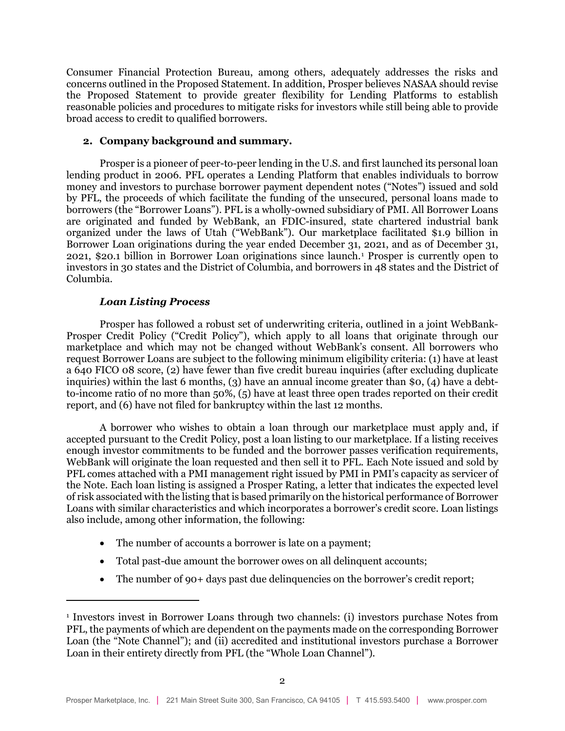Consumer Financial Protection Bureau, among others, adequately addresses the risks and concerns outlined in the Proposed Statement. In addition, Prosper believes NASAA should revise the Proposed Statement to provide greater flexibility for Lending Platforms to establish reasonable policies and procedures to mitigate risks for investors while still being able to provide broad access to credit to qualified borrowers.

## 2. Company background and summary.

Prosper is a pioneer of peer-to-peer lending in the U.S. and first launched its personal loan lending product in 2006. PFL operates a Lending Platform that enables individuals to borrow money and investors to purchase borrower payment dependent notes ("Notes") issued and sold by PFL, the proceeds of which facilitate the funding of the unsecured, personal loans made to borrowers (the "Borrower Loans"). PFL is a wholly-owned subsidiary of PMI. All Borrower Loans are originated and funded by WebBank, an FDIC-insured, state chartered industrial bank organized under the laws of Utah ("WebBank"). Our marketplace facilitated $1.9 billion in Borrower Loan originations during the year ended December 31, 2021, and as of December 31, 2021, $20.1 billion in Borrower Loan originations since launch.[1] Prosper is currently open to investors in 30 states and the District of Columbia, and borrowers in 48 states and the District of Columbia.

### *Loan Listing Process*

Prosper has followed a robust set of underwriting criteria, outlined in a joint WebBank-Prosper Credit Policy ("Credit Policy"), which apply to all loans that originate through our marketplace and which may not be changed without WebBank's consent. All borrowers who request Borrower Loans are subject to the following minimum eligibility criteria: (1) have at least a 640 FICO 08 score, (2) have fewer than five credit bureau inquiries (after excluding duplicate inquiries) within the last 6 months, (3) have an annual income greater than $0, (4) have a debt-to-income ratio of no more than 50%, (5) have at least three open trades reported on their credit report, and (6) have not filed for bankruptcy within the last 12 months.

A borrower who wishes to obtain a loan through our marketplace must apply and, if accepted pursuant to the Credit Policy, post a loan listing to our marketplace. If a listing receives enough investor commitments to be funded and the borrower passes verification requirements, WebBank will originate the loan requested and then sell it to PFL. Each Note issued and sold by PFL comes attached with a PMI management right issued by PMI in PMI's capacity as servicer of the Note. Each loan listing is assigned a Prosper Rating, a letter that indicates the expected level of risk associated with the listing that is based primarily on the historical performance of Borrower Loans with similar characteristics and which incorporates a borrower's credit score. Loan listings also include, among other information, the following:

- The number of accounts a borrower is late on a payment;
- Total past-due amount the borrower owes on all delinquent accounts;
- The number of 90+ days past due delinquencies on the borrower's credit report;

---

[1] Investors invest in Borrower Loans through two channels: (i) investors purchase Notes from PFL, the payments of which are dependent on the payments made on the corresponding Borrower Loan (the "Note Channel"); and (ii) accredited and institutional investors purchase a Borrower Loan in their entirety directly from PFL (the "Whole Loan Channel").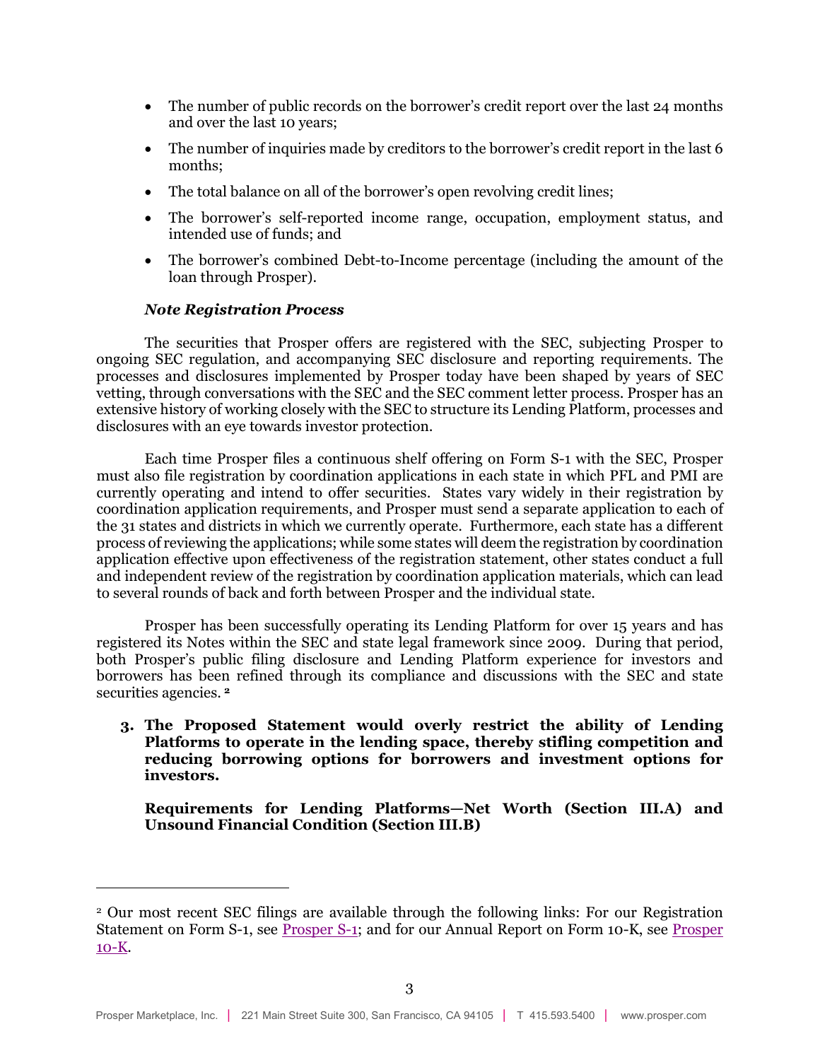- The number of public records on the borrower's credit report over the last 24 months and over the last 10 years;
- The number of inquiries made by creditors to the borrower's credit report in the last 6 months;
- The total balance on all of the borrower's open revolving credit lines;
- The borrower's self-reported income range, occupation, employment status, and intended use of funds; and
- The borrower's combined Debt-to-Income percentage (including the amount of the loan through Prosper).

***Note Registration Process***

The securities that Prosper offers are registered with the SEC, subjecting Prosper to ongoing SEC regulation, and accompanying SEC disclosure and reporting requirements. The processes and disclosures implemented by Prosper today have been shaped by years of SEC vetting, through conversations with the SEC and the SEC comment letter process. Prosper has an extensive history of working closely with the SEC to structure its Lending Platform, processes and disclosures with an eye towards investor protection.

Each time Prosper files a continuous shelf offering on Form S-1 with the SEC, Prosper must also file registration by coordination applications in each state in which PFL and PMI are currently operating and intend to offer securities. States vary widely in their registration by coordination application requirements, and Prosper must send a separate application to each of the 31 states and districts in which we currently operate. Furthermore, each state has a different process of reviewing the applications; while some states will deem the registration by coordination application effective upon effectiveness of the registration statement, other states conduct a full and independent review of the registration by coordination application materials, which can lead to several rounds of back and forth between Prosper and the individual state.

Prosper has been successfully operating its Lending Platform for over 15 years and has registered its Notes within the SEC and state legal framework since 2009. During that period, both Prosper's public filing disclosure and Lending Platform experience for investors and borrowers has been refined through its compliance and discussions with the SEC and state securities agencies. [2]

**3. The Proposed Statement would overly restrict the ability of Lending Platforms to operate in the lending space, thereby stifling competition and reducing borrowing options for borrowers and investment options for investors.**

**Requirements for Lending Platforms—Net Worth (Section III.A) and Unsound Financial Condition (Section III.B)**

---

[2] Our most recent SEC filings are available through the following links: For our Registration Statement on Form S-1, see Prosper S-1; and for our Annual Report on Form 10-K, see Prosper 10-K.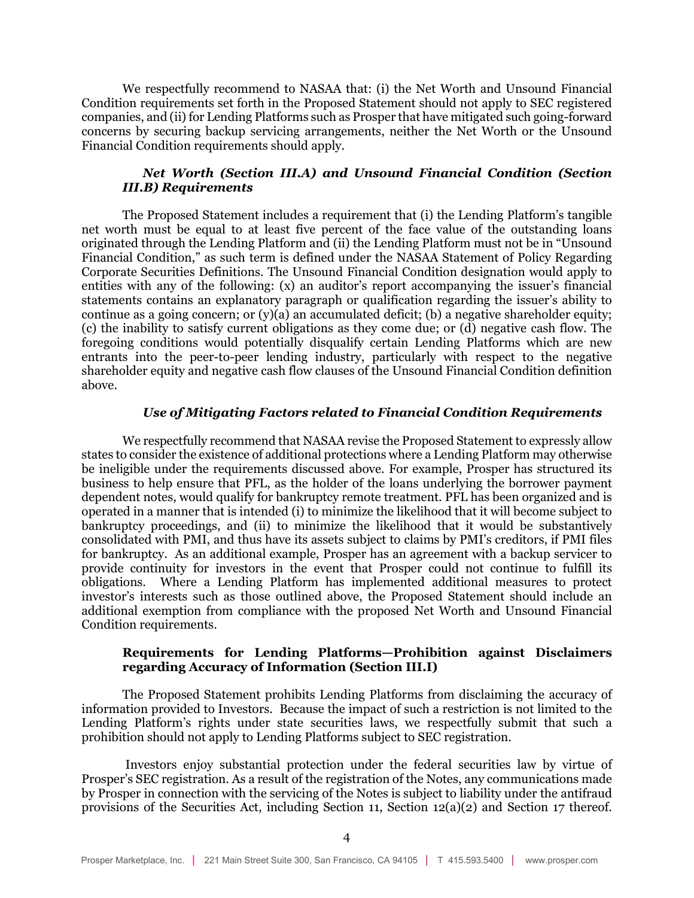We respectfully recommend to NASAA that: (i) the Net Worth and Unsound Financial Condition requirements set forth in the Proposed Statement should not apply to SEC registered companies, and (ii) for Lending Platforms such as Prosper that have mitigated such going-forward concerns by securing backup servicing arrangements, neither the Net Worth or the Unsound Financial Condition requirements should apply.

***Net Worth (Section III.A) and Unsound Financial Condition (Section III.B) Requirements***

The Proposed Statement includes a requirement that (i) the Lending Platform's tangible net worth must be equal to at least five percent of the face value of the outstanding loans originated through the Lending Platform and (ii) the Lending Platform must not be in "Unsound Financial Condition," as such term is defined under the NASAA Statement of Policy Regarding Corporate Securities Definitions. The Unsound Financial Condition designation would apply to entities with any of the following: (x) an auditor's report accompanying the issuer's financial statements contains an explanatory paragraph or qualification regarding the issuer's ability to continue as a going concern; or (y)(a) an accumulated deficit; (b) a negative shareholder equity; (c) the inability to satisfy current obligations as they come due; or (d) negative cash flow. The foregoing conditions would potentially disqualify certain Lending Platforms which are new entrants into the peer-to-peer lending industry, particularly with respect to the negative shareholder equity and negative cash flow clauses of the Unsound Financial Condition definition above.

***Use of Mitigating Factors related to Financial Condition Requirements***

We respectfully recommend that NASAA revise the Proposed Statement to expressly allow states to consider the existence of additional protections where a Lending Platform may otherwise be ineligible under the requirements discussed above. For example, Prosper has structured its business to help ensure that PFL, as the holder of the loans underlying the borrower payment dependent notes, would qualify for bankruptcy remote treatment. PFL has been organized and is operated in a manner that is intended (i) to minimize the likelihood that it will become subject to bankruptcy proceedings, and (ii) to minimize the likelihood that it would be substantively consolidated with PMI, and thus have its assets subject to claims by PMI's creditors, if PMI files for bankruptcy. As an additional example, Prosper has an agreement with a backup servicer to provide continuity for investors in the event that Prosper could not continue to fulfill its obligations. Where a Lending Platform has implemented additional measures to protect investor's interests such as those outlined above, the Proposed Statement should include an additional exemption from compliance with the proposed Net Worth and Unsound Financial Condition requirements.

**Requirements for Lending Platforms—Prohibition against Disclaimers regarding Accuracy of Information (Section III.I)**

The Proposed Statement prohibits Lending Platforms from disclaiming the accuracy of information provided to Investors. Because the impact of such a restriction is not limited to the Lending Platform's rights under state securities laws, we respectfully submit that such a prohibition should not apply to Lending Platforms subject to SEC registration.

Investors enjoy substantial protection under the federal securities law by virtue of Prosper's SEC registration. As a result of the registration of the Notes, any communications made by Prosper in connection with the servicing of the Notes is subject to liability under the antifraud provisions of the Securities Act, including Section 11, Section 12(a)(2) and Section 17 thereof.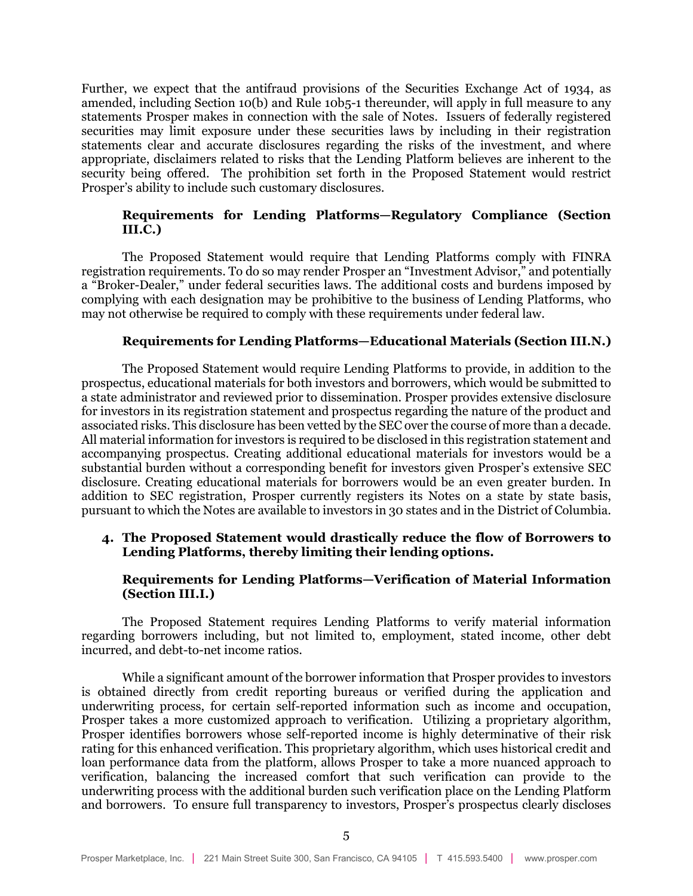Further, we expect that the antifraud provisions of the Securities Exchange Act of 1934, as amended, including Section 10(b) and Rule 10b5-1 thereunder, will apply in full measure to any statements Prosper makes in connection with the sale of Notes. Issuers of federally registered securities may limit exposure under these securities laws by including in their registration statements clear and accurate disclosures regarding the risks of the investment, and where appropriate, disclaimers related to risks that the Lending Platform believes are inherent to the security being offered. The prohibition set forth in the Proposed Statement would restrict Prosper's ability to include such customary disclosures.

**Requirements for Lending Platforms—Regulatory Compliance (Section III.C.)**

The Proposed Statement would require that Lending Platforms comply with FINRA registration requirements. To do so may render Prosper an "Investment Advisor," and potentially a "Broker-Dealer," under federal securities laws. The additional costs and burdens imposed by complying with each designation may be prohibitive to the business of Lending Platforms, who may not otherwise be required to comply with these requirements under federal law.

**Requirements for Lending Platforms—Educational Materials (Section III.N.)**

The Proposed Statement would require Lending Platforms to provide, in addition to the prospectus, educational materials for both investors and borrowers, which would be submitted to a state administrator and reviewed prior to dissemination. Prosper provides extensive disclosure for investors in its registration statement and prospectus regarding the nature of the product and associated risks. This disclosure has been vetted by the SEC over the course of more than a decade. All material information for investors is required to be disclosed in this registration statement and accompanying prospectus. Creating additional educational materials for investors would be a substantial burden without a corresponding benefit for investors given Prosper's extensive SEC disclosure. Creating educational materials for borrowers would be an even greater burden. In addition to SEC registration, Prosper currently registers its Notes on a state by state basis, pursuant to which the Notes are available to investors in 30 states and in the District of Columbia.

4. **The Proposed Statement would drastically reduce the flow of Borrowers to Lending Platforms, thereby limiting their lending options.**

**Requirements for Lending Platforms—Verification of Material Information (Section III.I.)**

The Proposed Statement requires Lending Platforms to verify material information regarding borrowers including, but not limited to, employment, stated income, other debt incurred, and debt-to-net income ratios.

While a significant amount of the borrower information that Prosper provides to investors is obtained directly from credit reporting bureaus or verified during the application and underwriting process, for certain self-reported information such as income and occupation, Prosper takes a more customized approach to verification. Utilizing a proprietary algorithm, Prosper identifies borrowers whose self-reported income is highly determinative of their risk rating for this enhanced verification. This proprietary algorithm, which uses historical credit and loan performance data from the platform, allows Prosper to take a more nuanced approach to verification, balancing the increased comfort that such verification can provide to the underwriting process with the additional burden such verification place on the Lending Platform and borrowers. To ensure full transparency to investors, Prosper's prospectus clearly discloses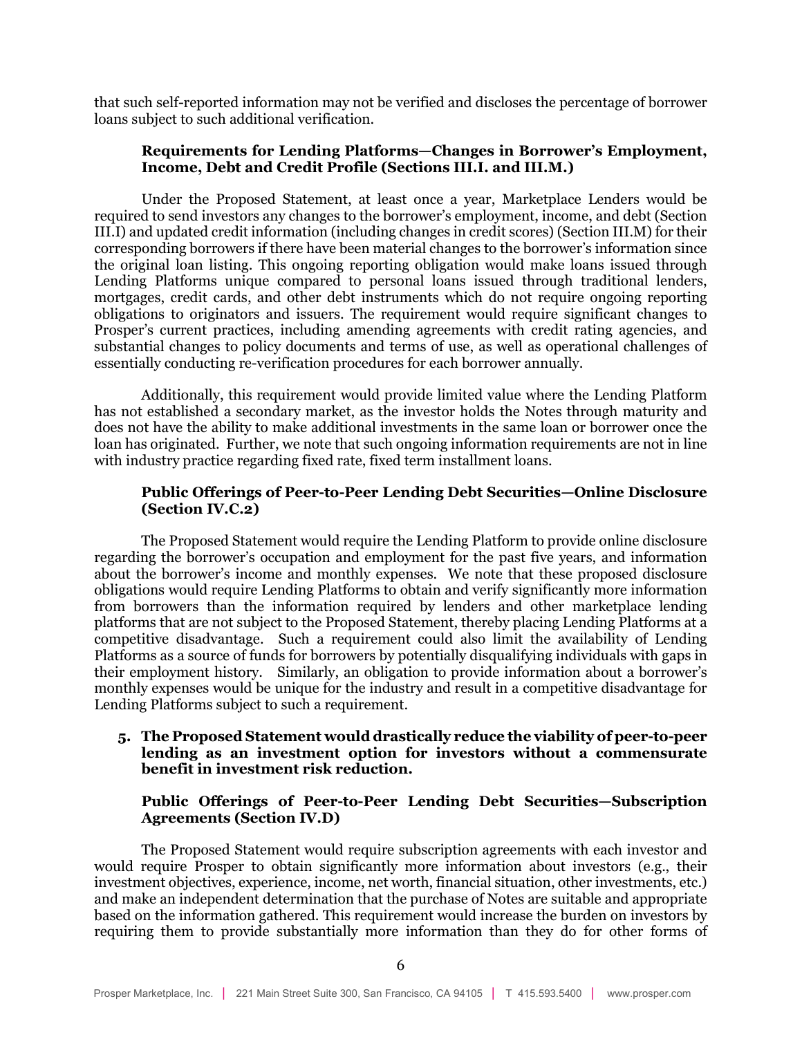that such self-reported information may not be verified and discloses the percentage of borrower loans subject to such additional verification.

**Requirements for Lending Platforms—Changes in Borrower's Employment, Income, Debt and Credit Profile (Sections III.I. and III.M.)**

Under the Proposed Statement, at least once a year, Marketplace Lenders would be required to send investors any changes to the borrower's employment, income, and debt (Section III.I) and updated credit information (including changes in credit scores) (Section III.M) for their corresponding borrowers if there have been material changes to the borrower's information since the original loan listing. This ongoing reporting obligation would make loans issued through Lending Platforms unique compared to personal loans issued through traditional lenders, mortgages, credit cards, and other debt instruments which do not require ongoing reporting obligations to originators and issuers. The requirement would require significant changes to Prosper's current practices, including amending agreements with credit rating agencies, and substantial changes to policy documents and terms of use, as well as operational challenges of essentially conducting re-verification procedures for each borrower annually.

Additionally, this requirement would provide limited value where the Lending Platform has not established a secondary market, as the investor holds the Notes through maturity and does not have the ability to make additional investments in the same loan or borrower once the loan has originated. Further, we note that such ongoing information requirements are not in line with industry practice regarding fixed rate, fixed term installment loans.

**Public Offerings of Peer-to-Peer Lending Debt Securities—Online Disclosure (Section IV.C.2)**

The Proposed Statement would require the Lending Platform to provide online disclosure regarding the borrower's occupation and employment for the past five years, and information about the borrower's income and monthly expenses. We note that these proposed disclosure obligations would require Lending Platforms to obtain and verify significantly more information from borrowers than the information required by lenders and other marketplace lending platforms that are not subject to the Proposed Statement, thereby placing Lending Platforms at a competitive disadvantage. Such a requirement could also limit the availability of Lending Platforms as a source of funds for borrowers by potentially disqualifying individuals with gaps in their employment history. Similarly, an obligation to provide information about a borrower's monthly expenses would be unique for the industry and result in a competitive disadvantage for Lending Platforms subject to such a requirement.

5. **The Proposed Statement would drastically reduce the viability of peer-to-peer lending as an investment option for investors without a commensurate benefit in investment risk reduction.**

**Public Offerings of Peer-to-Peer Lending Debt Securities—Subscription Agreements (Section IV.D)**

The Proposed Statement would require subscription agreements with each investor and would require Prosper to obtain significantly more information about investors (e.g., their investment objectives, experience, income, net worth, financial situation, other investments, etc.) and make an independent determination that the purchase of Notes are suitable and appropriate based on the information gathered. This requirement would increase the burden on investors by requiring them to provide substantially more information than they do for other forms of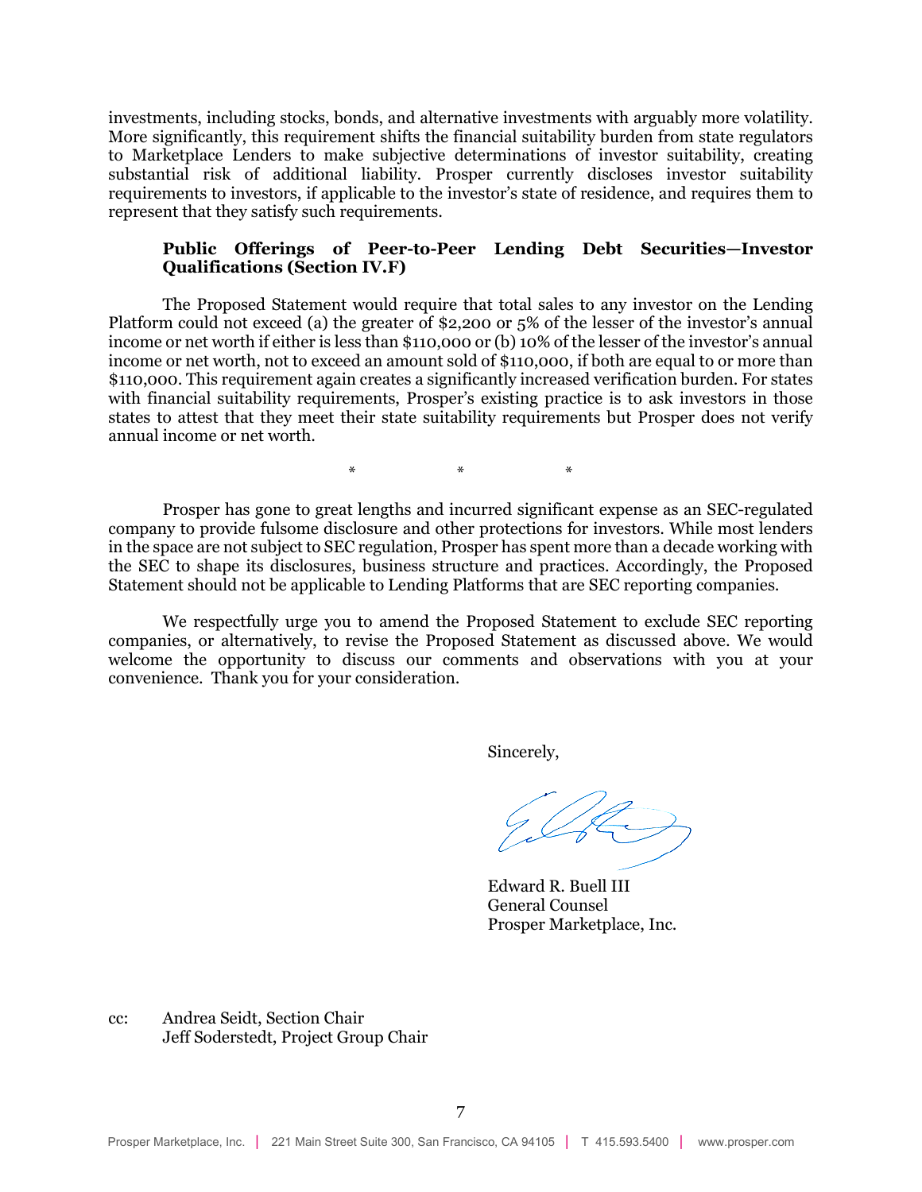investments, including stocks, bonds, and alternative investments with arguably more volatility. More significantly, this requirement shifts the financial suitability burden from state regulators to Marketplace Lenders to make subjective determinations of investor suitability, creating substantial risk of additional liability. Prosper currently discloses investor suitability requirements to investors, if applicable to the investor's state of residence, and requires them to represent that they satisfy such requirements.

**Public Offerings of Peer-to-Peer Lending Debt Securities—Investor Qualifications (Section IV.F)**

The Proposed Statement would require that total sales to any investor on the Lending Platform could not exceed (a) the greater of $2,200 or 5% of the lesser of the investor's annual income or net worth if either is less than $110,000 or (b) 10% of the lesser of the investor's annual income or net worth, not to exceed an amount sold of $110,000, if both are equal to or more than $110,000. This requirement again creates a significantly increased verification burden. For states with financial suitability requirements, Prosper's existing practice is to ask investors in those states to attest that they meet their state suitability requirements but Prosper does not verify annual income or net worth.

\* \* \*

Prosper has gone to great lengths and incurred significant expense as an SEC-regulated company to provide fulsome disclosure and other protections for investors. While most lenders in the space are not subject to SEC regulation, Prosper has spent more than a decade working with the SEC to shape its disclosures, business structure and practices. Accordingly, the Proposed Statement should not be applicable to Lending Platforms that are SEC reporting companies.

We respectfully urge you to amend the Proposed Statement to exclude SEC reporting companies, or alternatively, to revise the Proposed Statement as discussed above. We would welcome the opportunity to discuss our comments and observations with you at your convenience. Thank you for your consideration.

Sincerely,

Edward R. Buell III
General Counsel
Prosper Marketplace, Inc.

cc: Andrea Seidt, Section Chair
Jeff Soderstedt, Project Group Chair